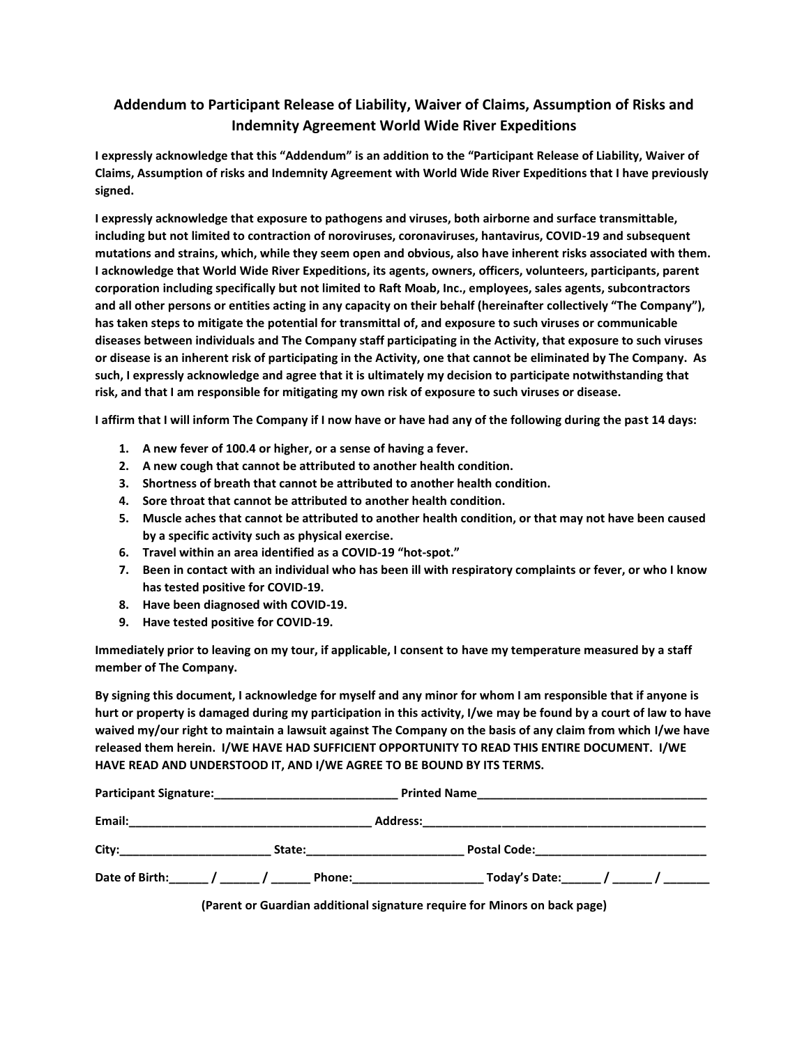## Addendum to Participant Release of Liability, Waiver of Claims, Assumption of Risks and Indemnity Agreement World Wide River Expeditions

**I expressly acknowledge that this "Addendum" is an addition to the "Participant Release of Liability, Waiver of Claims, Assumption of risks and Indemnity Agreement with World Wide River Expeditions that I have previously signed.**

**I expressly acknowledge that exposure to pathogens and viruses, both airborne and surface transmittable, including but not limited to contraction of noroviruses, coronaviruses, hantavirus, COVID-19 and subsequent mutations and strains, which, while they seem open and obvious, also have inherent risks associated with them. I acknowledge that World Wide River Expeditions, its agents, owners, officers, volunteers, participants, parent corporation including specifically but not limited to Raft Moab, Inc., employees, sales agents, subcontractors and all other persons or entities acting in any capacity on their behalf (hereinafter collectively "The Company"), has taken steps to mitigate the potential for transmittal of, and exposure to such viruses or communicable diseases between individuals and The Company staff participating in the Activity, that exposure to such viruses or disease is an inherent risk of participating in the Activity, one that cannot be eliminated by The Company. As such, I expressly acknowledge and agree that it is ultimately my decision to participate notwithstanding that risk, and that I am responsible for mitigating my own risk of exposure to such viruses or disease.**

**I affirm that I will inform The Company if I now have or have had any of the following during the past 14 days:**

1. **A new fever of 100.4 or higher, or a sense of having a fever.**
2. **A new cough that cannot be attributed to another health condition.**
3. **Shortness of breath that cannot be attributed to another health condition.**
4. **Sore throat that cannot be attributed to another health condition.**
5. **Muscle aches that cannot be attributed to another health condition, or that may not have been caused by a specific activity such as physical exercise.**
6. **Travel within an area identified as a COVID-19 "hot-spot."**
7. **Been in contact with an individual who has been ill with respiratory complaints or fever, or who I know has tested positive for COVID-19.**
8. **Have been diagnosed with COVID-19.**
9. **Have tested positive for COVID-19.**

**Immediately prior to leaving on my tour, if applicable, I consent to have my temperature measured by a staff member of The Company.**

**By signing this document, I acknowledge for myself and any minor for whom I am responsible that if anyone is hurt or property is damaged during my participation in this activity, I/we may be found by a court of law to have waived my/our right to maintain a lawsuit against The Company on the basis of any claim from which I/we have released them herein. I/WE HAVE HAD SUFFICIENT OPPORTUNITY TO READ THIS ENTIRE DOCUMENT. I/WE HAVE READ AND UNDERSTOOD IT, AND I/WE AGREE TO BE BOUND BY ITS TERMS.**

**Participant Signature:**___________________________ **Printed Name**__________________________________

**Email:**__________________________________ **Address:**_________________________________________

**City:**______________________ **State:**_______________________ **Postal Code:**_________________________

**Date of Birth:**______ / ______ / ______ **Phone:**___________________ **Today's Date:**______ / ______ / _______

**(Parent or Guardian additional signature require for Minors on back page)**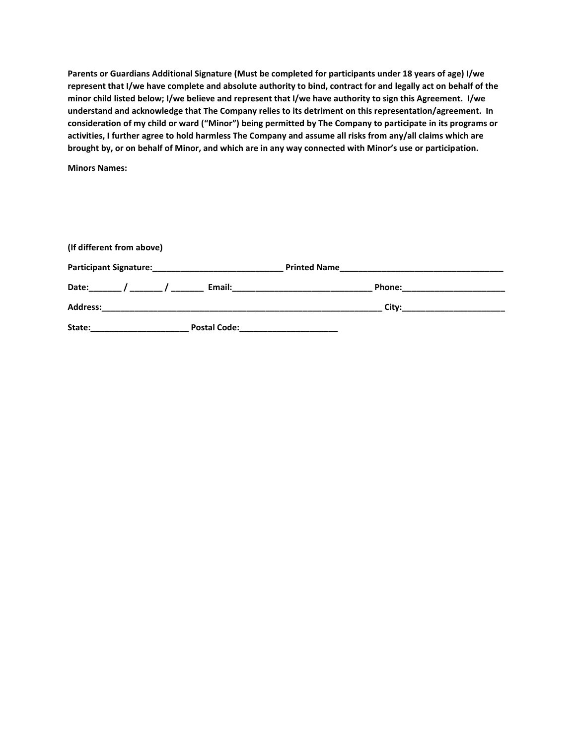**Parents or Guardians Additional Signature (Must be completed for participants under 18 years of age) I/we represent that I/we have complete and absolute authority to bind, contract for and legally act on behalf of the minor child listed below; I/we believe and represent that I/we have authority to sign this Agreement. I/we understand and acknowledge that The Company relies to its detriment on this representation/agreement. In consideration of my child or ward ("Minor") being permitted by The Company to participate in its programs or activities, I further agree to hold harmless The Company and assume all risks from any/all claims which are brought by, or on behalf of Minor, and which are in any way connected with Minor's use or participation.**

**Minors Names:**

**(If different from above)**

**Participant Signature:___________________________ Printed Name__________________________________**

**Date:_______ / _______ / _______ Email:_____________________________ Phone:_____________________**

**Address:____________________________________________________________ City:_____________________**

**State:____________________ Postal Code:____________________**